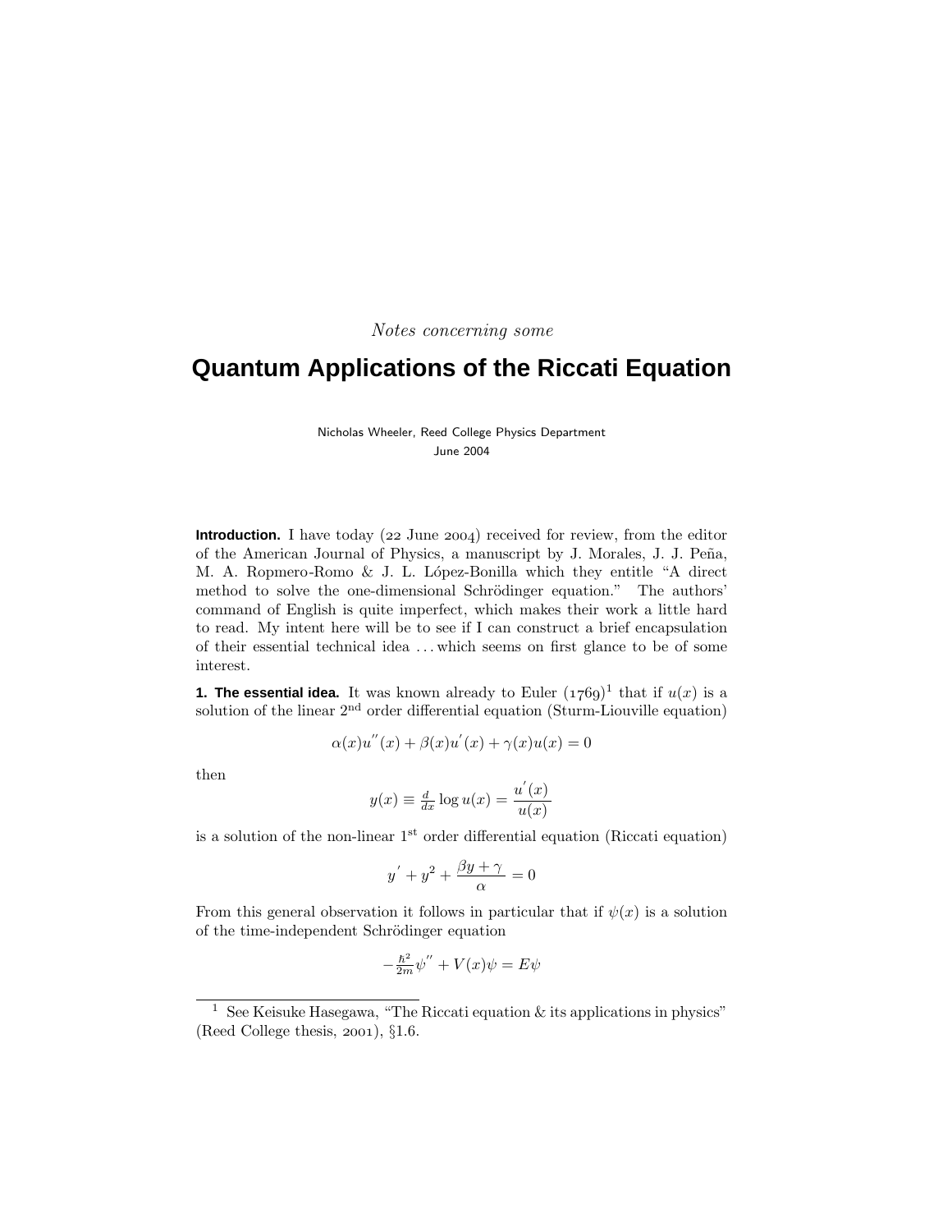*Notes concerning some*

# Quantum Applications of the Riccati Equation

Nicholas Wheeler, Reed College Physics Department
June 2004

**Introduction.** I have today (22 June 2004) received for review, from the editor of the American Journal of Physics, a manuscript by J. Morales, J. J. Peña, M. A. Ropmero-Romo & J. L. López-Bonilla which they entitle "A direct method to solve the one-dimensional Schrödinger equation." The authors' command of English is quite imperfect, which makes their work a little hard to read. My intent here will be to see if I can construct a brief encapsulation of their essential technical idea . . . which seems on first glance to be of some interest.

**1. The essential idea.** It was known already to Euler (1769)[1] that if $u(x)$ is a solution of the linear 2nd order differential equation (Sturm-Liouville equation)

$$\alpha(x)u^{''}(x) + \beta(x)u^{'}(x) + \gamma(x)u(x) = 0$$

then

$$y(x) \equiv \tfrac{d}{dx} \log u(x) = \frac{u^{'}(x)}{u(x)}$$

is a solution of the non-linear 1st order differential equation (Riccati equation)

$$y^{'} + y^2 + \frac{\beta y + \gamma}{\alpha} = 0$$

From this general observation it follows in particular that if $\psi(x)$ is a solution of the time-independent Schrödinger equation

$$-\tfrac{\hbar^2}{2m}\psi^{''} + V(x)\psi = E\psi$$

[1] See Keisuke Hasegawa, "The Riccati equation & its applications in physics" (Reed College thesis, 2001), §1.6.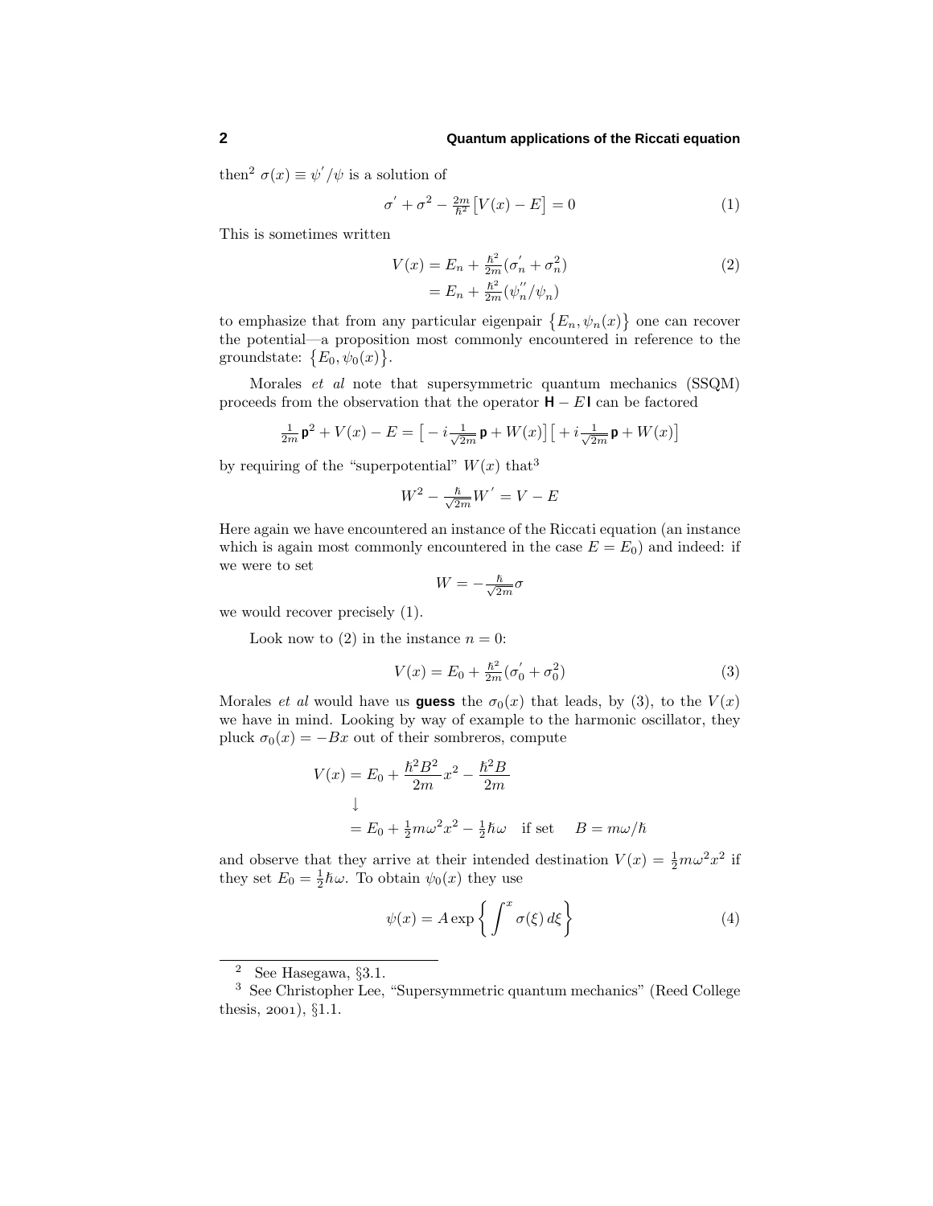then[2] $\sigma(x) \equiv \psi'/\psi$ is a solution of

$$\sigma' + \sigma^2 - \tfrac{2m}{\hbar^2}\big[V(x) - E\big] = 0 \tag{1}$$

This is sometimes written

$$\begin{aligned} V(x) &= E_n + \tfrac{\hbar^2}{2m}(\sigma_n' + \sigma_n^2) \\ &= E_n + \tfrac{\hbar^2}{2m}(\psi_n''/\psi_n) \end{aligned} \tag{2}$$

to emphasize that from any particular eigenpair $\{E_n, \psi_n(x)\}$ one can recover the potential—a proposition most commonly encountered in reference to the groundstate: $\{E_0, \psi_0(x)\}$.

Morales *et al* note that supersymmetric quantum mechanics (SSQM) proceeds from the observation that the operator $\mathbf{H} - E\,\mathbf{I}$ can be factored

$$\tfrac{1}{2m}\,\mathbf{p}^2 + V(x) - E = \big[-i\tfrac{1}{\sqrt{2m}}\,\mathbf{p} + W(x)\big]\big[+i\tfrac{1}{\sqrt{2m}}\,\mathbf{p} + W(x)\big]$$

by requiring of the "superpotential" $W(x)$ that[3]

$$W^2 - \tfrac{\hbar}{\sqrt{2m}}W' = V - E$$

Here again we have encountered an instance of the Riccati equation (an instance which is again most commonly encountered in the case $E = E_0$) and indeed: if we were to set

$$W = -\tfrac{\hbar}{\sqrt{2m}}\sigma$$

we would recover precisely (1).

Look now to (2) in the instance $n = 0$:

$$V(x) = E_0 + \tfrac{\hbar^2}{2m}(\sigma_0' + \sigma_0^2) \tag{3}$$

Morales *et al* would have us **guess** the $\sigma_0(x)$ that leads, by (3), to the $V(x)$ we have in mind. Looking by way of example to the harmonic oscillator, they pluck $\sigma_0(x) = -Bx$ out of their sombreros, compute

$$\begin{aligned} V(x) &= E_0 + \frac{\hbar^2 B^2}{2m}x^2 - \frac{\hbar^2 B}{2m} \\ &\downarrow \\ &= E_0 + \tfrac{1}{2}m\omega^2 x^2 - \tfrac{1}{2}\hbar\omega \quad \text{if set} \quad B = m\omega/\hbar \end{aligned}$$

and observe that they arrive at their intended destination $V(x) = \frac{1}{2}m\omega^2 x^2$ if they set $E_0 = \frac{1}{2}\hbar\omega$. To obtain $\psi_0(x)$ they use

$$\psi(x) = A\exp\left\{\int^x \sigma(\xi)\,d\xi\right\} \tag{4}$$

---

[2] See Hasegawa, §3.1.

[3] See Christopher Lee, "Supersymmetric quantum mechanics" (Reed College thesis, 2001), §1.1.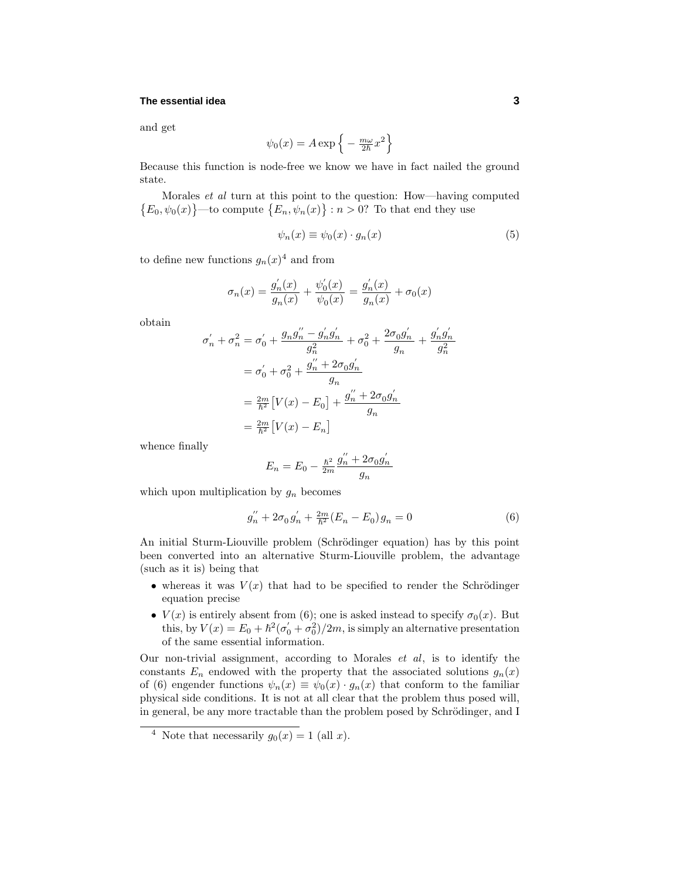and get

$$\psi_0(x) = A\exp\left\{-\tfrac{m\omega}{2\hbar}x^2\right\}$$

Because this function is node-free we know we have in fact nailed the ground state.

Morales *et al* turn at this point to the question: How—having computed $\{E_0, \psi_0(x)\}$—to compute $\{E_n, \psi_n(x)\} : n > 0$? To that end they use

$$\psi_n(x) \equiv \psi_0(x)\cdot g_n(x) \tag{5}$$

to define new functions $g_n(x)$[4] and from

$$\sigma_n(x) = \frac{g_n'(x)}{g_n(x)} + \frac{\psi_0'(x)}{\psi_0(x)} = \frac{g_n'(x)}{g_n(x)} + \sigma_0(x)$$

obtain

$$\begin{aligned}
\sigma_n' + \sigma_n^2 &= \sigma_0' + \frac{g_n g_n'' - g_n' g_n'}{g_n^2} + \sigma_0^2 + \frac{2\sigma_0 g_n'}{g_n} + \frac{g_n' g_n'}{g_n^2}\\
&= \sigma_0' + \sigma_0^2 + \frac{g_n'' + 2\sigma_0 g_n'}{g_n}\\
&= \tfrac{2m}{\hbar^2}\big[V(x) - E_0\big] + \frac{g_n'' + 2\sigma_0 g_n'}{g_n}\\
&= \tfrac{2m}{\hbar^2}\big[V(x) - E_n\big]
\end{aligned}$$

whence finally

$$E_n = E_0 - \tfrac{\hbar^2}{2m}\frac{g_n'' + 2\sigma_0 g_n'}{g_n}$$

which upon multiplication by $g_n$ becomes

$$g_n'' + 2\sigma_0\, g_n' + \tfrac{2m}{\hbar^2}(E_n - E_0)\, g_n = 0 \tag{6}$$

An initial Sturm-Liouville problem (Schrödinger equation) has by this point been converted into an alternative Sturm-Liouville problem, the advantage (such as it is) being that

- whereas it was $V(x)$ that had to be specified to render the Schrödinger equation precise
- $V(x)$ is entirely absent from (6); one is asked instead to specify $\sigma_0(x)$. But this, by $V(x) = E_0 + \hbar^2(\sigma_0' + \sigma_0^2)/2m$, is simply an alternative presentation of the same essential information.

Our non-trivial assignment, according to Morales *et al*, is to identify the constants $E_n$ endowed with the property that the associated solutions $g_n(x)$ of (6) engender functions $\psi_n(x) \equiv \psi_0(x)\cdot g_n(x)$ that conform to the familiar physical side conditions. It is not at all clear that the problem thus posed will, in general, be any more tractable than the problem posed by Schrödinger, and I

---

[4] Note that necessarily $g_0(x) = 1$ (all $x$).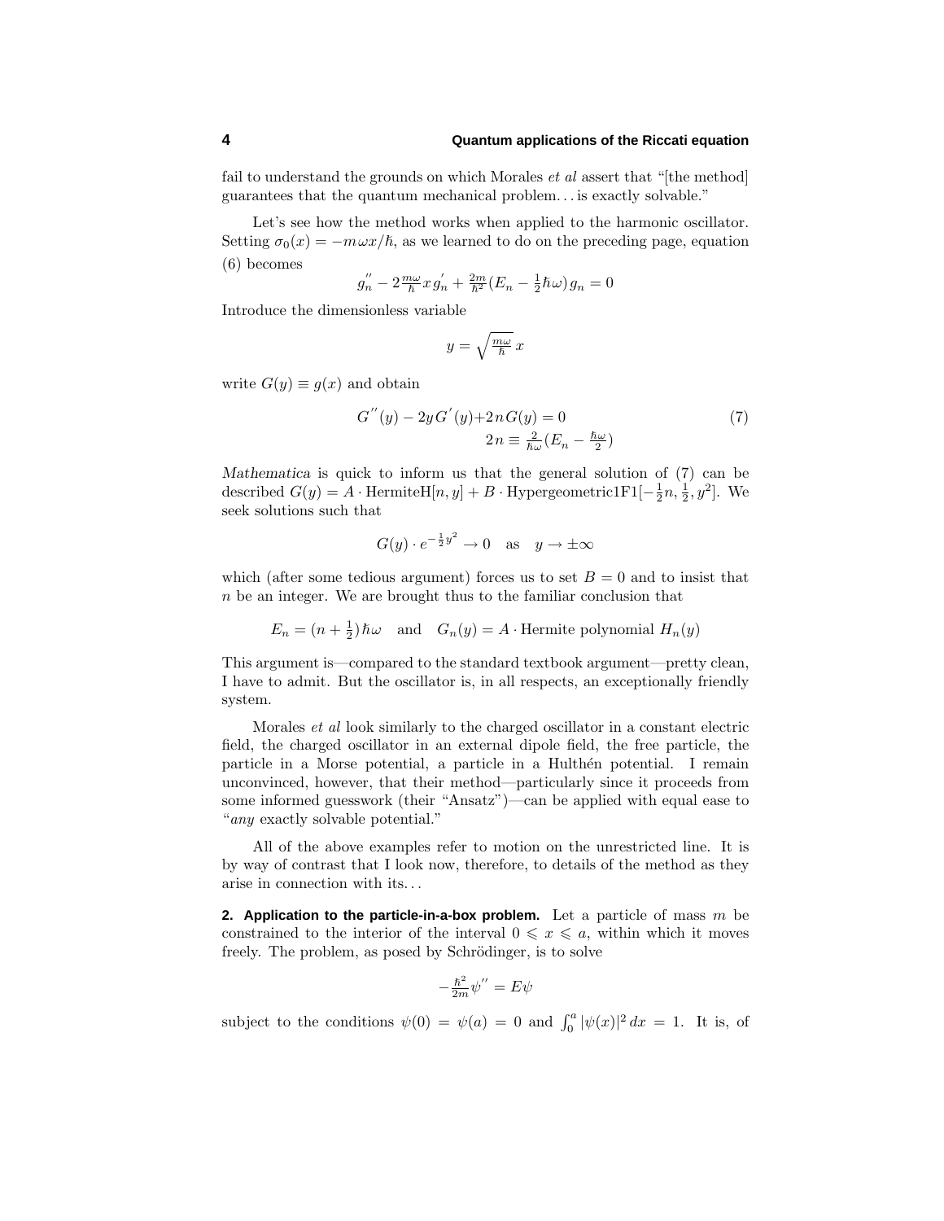fail to understand the grounds on which Morales *et al* assert that "[the method] guarantees that the quantum mechanical problem. . . is exactly solvable."

Let's see how the method works when applied to the harmonic oscillator. Setting $\sigma_0(x) = -m\omega x/\hbar$, as we learned to do on the preceding page, equation (6) becomes

$$g_n'' - 2\tfrac{m\omega}{\hbar}x\,g_n' + \tfrac{2m}{\hbar^2}(E_n - \tfrac{1}{2}\hbar\omega)\,g_n = 0$$

Introduce the dimensionless variable

$$y = \sqrt{\tfrac{m\omega}{\hbar}}\,x$$

write $G(y) \equiv g(x)$ and obtain

$$\begin{aligned} G''(y) - 2y\,G'(y) + 2n\,G(y) &= 0 \\ 2n \equiv \tfrac{2}{\hbar\omega}(E_n - \tfrac{\hbar\omega}{2}) \end{aligned} \tag{7}$$

*Mathematica* is quick to inform us that the general solution of (7) can be described $G(y) = A \cdot \text{HermiteH}[n, y] + B \cdot \text{Hypergeometric1F1}[-\tfrac{1}{2}n, \tfrac{1}{2}, y^2]$. We seek solutions such that

$$G(y) \cdot e^{-\frac{1}{2}y^2} \to 0 \quad \text{as} \quad y \to \pm\infty$$

which (after some tedious argument) forces us to set $B = 0$ and to insist that $n$ be an integer. We are brought thus to the familiar conclusion that

$$E_n = (n + \tfrac{1}{2})\,\hbar\omega \quad \text{and} \quad G_n(y) = A \cdot \text{Hermite polynomial } H_n(y)$$

This argument is—compared to the standard textbook argument—pretty clean, I have to admit. But the oscillator is, in all respects, an exceptionally friendly system.

Morales *et al* look similarly to the charged oscillator in a constant electric field, the charged oscillator in an external dipole field, the free particle, the particle in a Morse potential, a particle in a Hulthén potential. I remain unconvinced, however, that their method—particularly since it proceeds from some informed guesswork (their "Ansatz")—can be applied with equal ease to "*any* exactly solvable potential."

All of the above examples refer to motion on the unrestricted line. It is by way of contrast that I look now, therefore, to details of the method as they arise in connection with its. . .

**2. Application to the particle-in-a-box problem.** Let a particle of mass $m$ be constrained to the interior of the interval $0 \leqslant x \leqslant a$, within which it moves freely. The problem, as posed by Schrödinger, is to solve

$$-\tfrac{\hbar^2}{2m}\psi'' = E\psi$$

subject to the conditions $\psi(0) = \psi(a) = 0$ and $\int_0^a |\psi(x)|^2\,dx = 1$. It is, of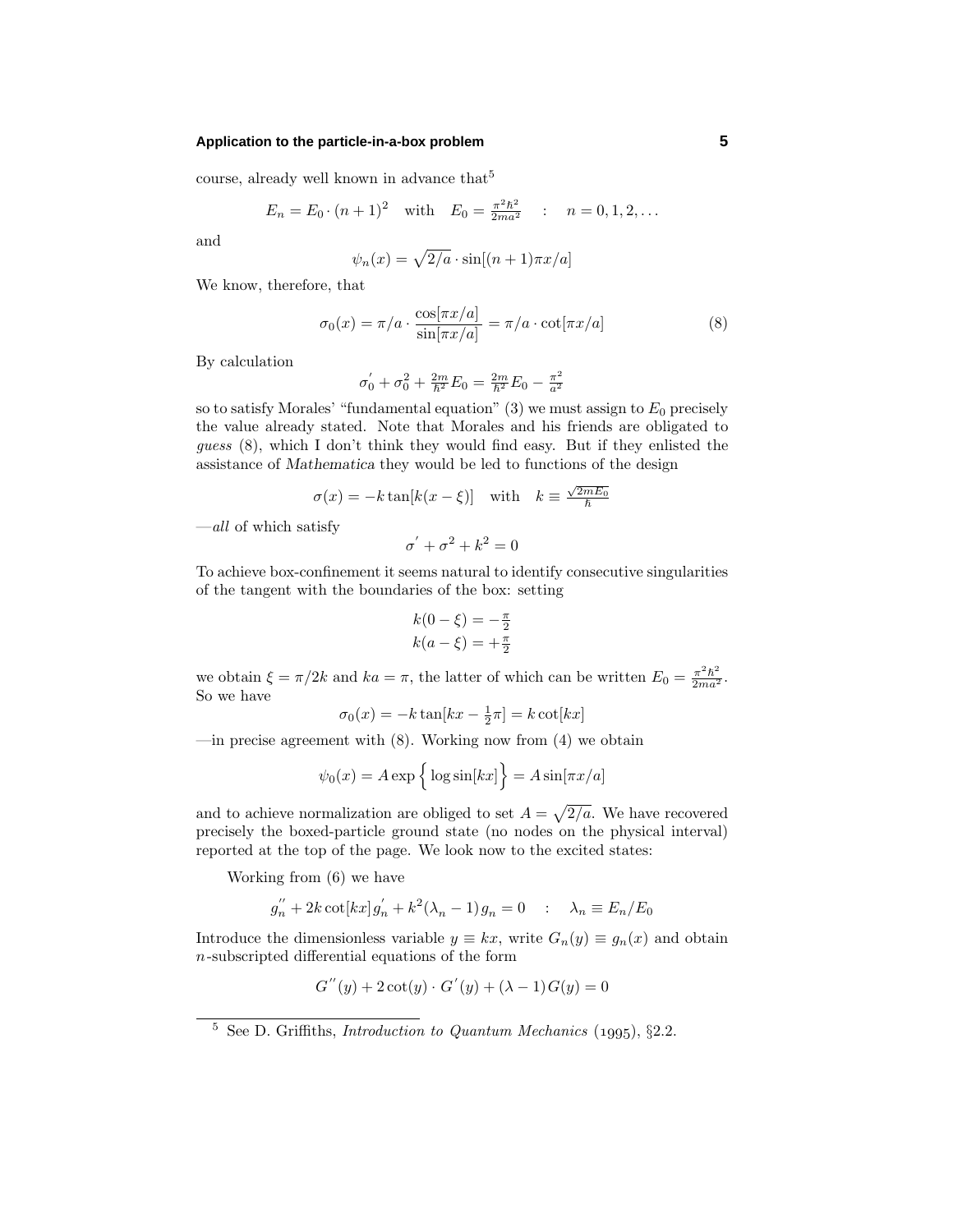course, already well known in advance that[5]

$$E_n = E_0 \cdot (n+1)^2 \quad \text{with} \quad E_0 = \tfrac{\pi^2\hbar^2}{2ma^2} \quad : \quad n = 0, 1, 2, \ldots$$

and

$$\psi_n(x) = \sqrt{2/a} \cdot \sin[(n+1)\pi x/a]$$

We know, therefore, that

$$\sigma_0(x) = \pi/a \cdot \frac{\cos[\pi x/a]}{\sin[\pi x/a]} = \pi/a \cdot \cot[\pi x/a] \tag{8}$$

By calculation

$$\sigma_0' + \sigma_0^2 + \tfrac{2m}{\hbar^2}E_0 = \tfrac{2m}{\hbar^2}E_0 - \tfrac{\pi^2}{a^2}$$

so to satisfy Morales' "fundamental equation" (3) we must assign to $E_0$ precisely the value already stated. Note that Morales and his friends are obligated to *guess* (8), which I don't think they would find easy. But if they enlisted the assistance of *Mathematica* they would be led to functions of the design

$$\sigma(x) = -k\tan[k(x-\xi)] \quad \text{with} \quad k \equiv \tfrac{\sqrt{2mE_0}}{\hbar}$$

—*all* of which satisfy

$$\sigma' + \sigma^2 + k^2 = 0$$

To achieve box-confinement it seems natural to identify consecutive singularities of the tangent with the boundaries of the box: setting

$$\begin{aligned} k(0-\xi) &= -\tfrac{\pi}{2} \\ k(a-\xi) &= +\tfrac{\pi}{2} \end{aligned}$$

we obtain $\xi = \pi/2k$ and $ka = \pi$, the latter of which can be written $E_0 = \frac{\pi^2\hbar^2}{2ma^2}$. So we have

$$\sigma_0(x) = -k\tan[kx - \tfrac{1}{2}\pi] = k\cot[kx]$$

—in precise agreement with (8). Working now from (4) we obtain

$$\psi_0(x) = A\exp\Big\{\log\sin[kx]\Big\} = A\sin[\pi x/a]$$

and to achieve normalization are obliged to set $A = \sqrt{2/a}$. We have recovered precisely the boxed-particle ground state (no nodes on the physical interval) reported at the top of the page. We look now to the excited states:

Working from (6) we have

$$g_n'' + 2k\cot[kx]\,g_n' + k^2(\lambda_n - 1)\,g_n = 0 \quad : \quad \lambda_n \equiv E_n/E_0$$

Introduce the dimensionless variable $y \equiv kx$, write $G_n(y) \equiv g_n(x)$ and obtain $n$-subscripted differential equations of the form

$$G''(y) + 2\cot(y)\cdot G'(y) + (\lambda - 1)\,G(y) = 0$$

[5] See D. Griffiths, *Introduction to Quantum Mechanics* (1995), §2.2.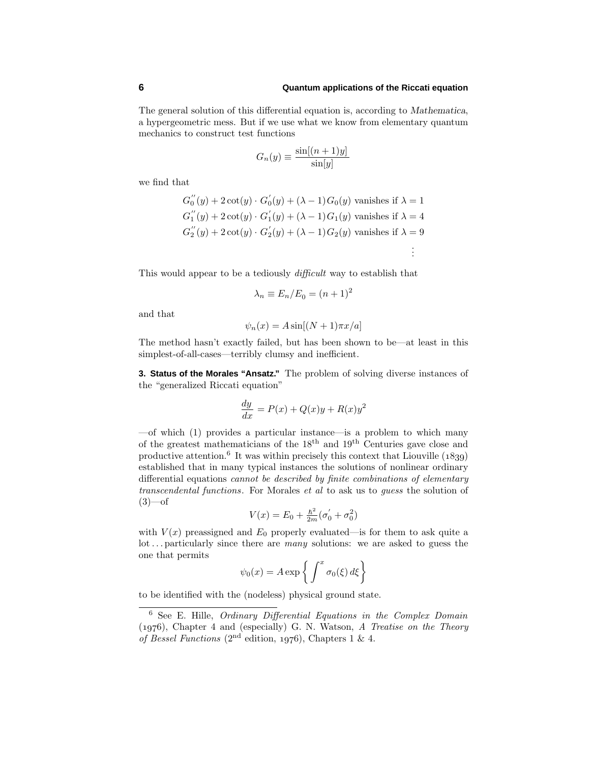The general solution of this differential equation is, according to *Mathematica*, a hypergeometric mess. But if we use what we know from elementary quantum mechanics to construct test functions

$$G_n(y) \equiv \frac{\sin[(n+1)y]}{\sin[y]}$$

we find that

$$\begin{aligned}
&G_0''(y) + 2\cot(y)\cdot G_0'(y) + (\lambda-1)G_0(y) \text{ vanishes if } \lambda = 1\\
&G_1''(y) + 2\cot(y)\cdot G_1'(y) + (\lambda-1)G_1(y) \text{ vanishes if } \lambda = 4\\
&G_2''(y) + 2\cot(y)\cdot G_2'(y) + (\lambda-1)G_2(y) \text{ vanishes if } \lambda = 9\\
&\qquad\vdots
\end{aligned}$$

This would appear to be a tediously *difficult* way to establish that

$$\lambda_n \equiv E_n/E_0 = (n+1)^2$$

and that

$$\psi_n(x) = A\sin[(N+1)\pi x/a]$$

The method hasn't exactly failed, but has been shown to be—at least in this simplest-of-all-cases—terribly clumsy and inefficient.

**3. Status of the Morales "Ansatz."** The problem of solving diverse instances of the "generalized Riccati equation"

$$\frac{dy}{dx} = P(x) + Q(x)y + R(x)y^2$$

—of which (1) provides a particular instance—is a problem to which many of the greatest mathematicians of the $18^{\text{th}}$ and $19^{\text{th}}$ Centuries gave close and productive attention.[6] It was within precisely this context that Liouville (1839) established that in many typical instances the solutions of nonlinear ordinary differential equations *cannot be described by finite combinations of elementary transcendental functions*. For Morales *et al* to ask us to *guess* the solution of (3)—of

$$V(x) = E_0 + \tfrac{\hbar^2}{2m}(\sigma_0' + \sigma_0^2)$$

with $V(x)$ preassigned and $E_0$ properly evaluated—is for them to ask quite a lot ... particularly since there are *many* solutions: we are asked to guess the one that permits

$$\psi_0(x) = A\exp\left\{\int^x \sigma_0(\xi)\,d\xi\right\}$$

to be identified with the (nodeless) physical ground state.

---

[6] See E. Hille, *Ordinary Differential Equations in the Complex Domain* (1976), Chapter 4 and (especially) G. N. Watson, *A Treatise on the Theory of Bessel Functions* ($2^{\text{nd}}$ edition, 1976), Chapters 1 & 4.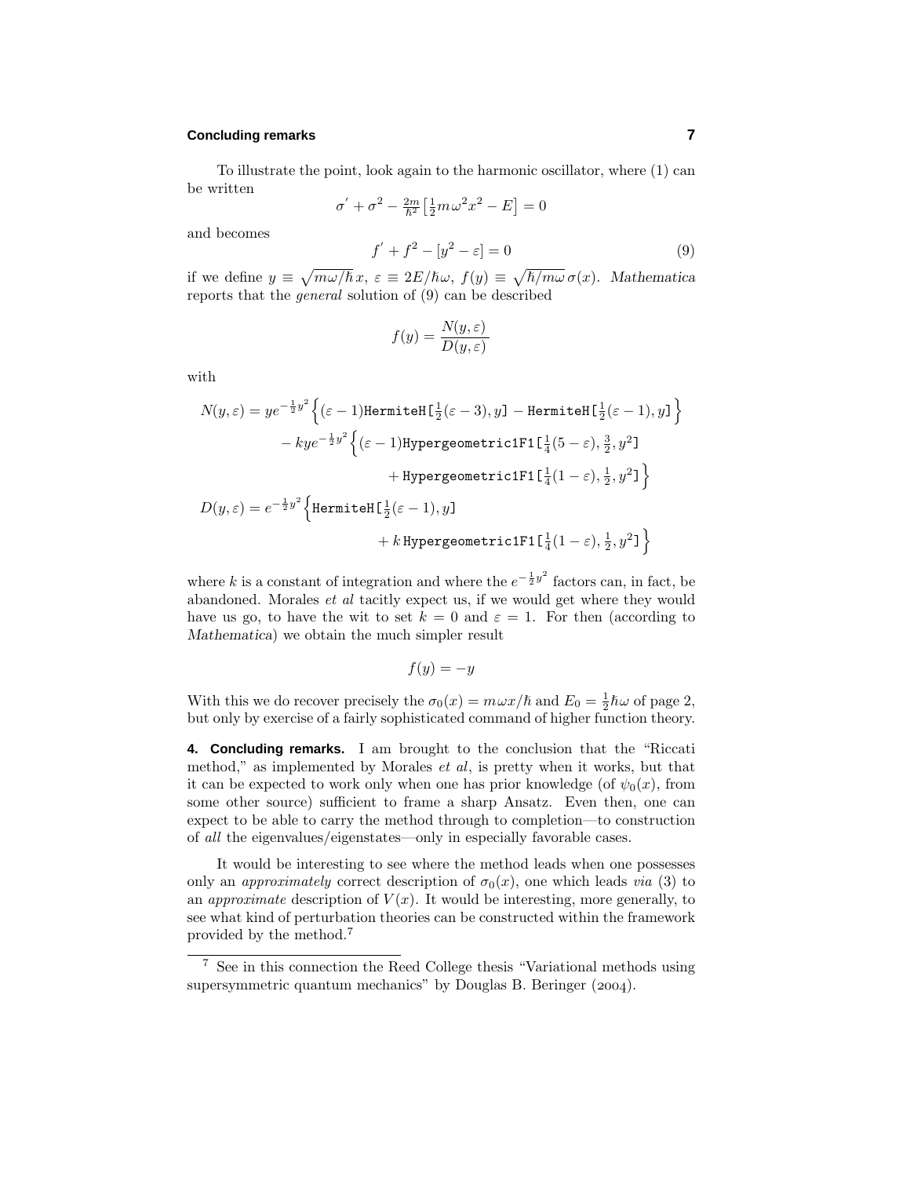To illustrate the point, look again to the harmonic oscillator, where (1) can be written

$$\sigma' + \sigma^2 - \tfrac{2m}{\hbar^2}\left[\tfrac{1}{2}m\omega^2x^2 - E\right] = 0$$

and becomes

$$f' + f^2 - [y^2 - \varepsilon] = 0 \tag{9}$$

if we define $y \equiv \sqrt{m\omega/\hbar}\,x$, $\varepsilon \equiv 2E/\hbar\omega$, $f(y) \equiv \sqrt{\hbar/m\omega}\,\sigma(x)$. *Mathematica* reports that the *general* solution of (9) can be described

$$f(y) = \frac{N(y,\varepsilon)}{D(y,\varepsilon)}$$

with

$$\begin{aligned}
N(y,\varepsilon) &= ye^{-\frac{1}{2}y^2}\Big\{(\varepsilon-1)\texttt{HermiteH[}\tfrac{1}{2}(\varepsilon-3), y\texttt{]} - \texttt{HermiteH[}\tfrac{1}{2}(\varepsilon-1), y\texttt{]}\Big\}\\
&\quad - kye^{-\frac{1}{2}y^2}\Big\{(\varepsilon-1)\texttt{Hypergeometric1F1[}\tfrac{1}{4}(5-\varepsilon), \tfrac{3}{2}, y^2\texttt{]}\\
&\qquad\qquad + \texttt{Hypergeometric1F1[}\tfrac{1}{4}(1-\varepsilon), \tfrac{1}{2}, y^2\texttt{]}\Big\}\\
D(y,\varepsilon) &= e^{-\frac{1}{2}y^2}\Big\{\texttt{HermiteH[}\tfrac{1}{2}(\varepsilon-1), y\texttt{]}\\
&\qquad\qquad + k\,\texttt{Hypergeometric1F1[}\tfrac{1}{4}(1-\varepsilon), \tfrac{1}{2}, y^2\texttt{]}\Big\}
\end{aligned}$$

where $k$ is a constant of integration and where the $e^{-\frac{1}{2}y^2}$ factors can, in fact, be abandoned. Morales *et al* tacitly expect us, if we would get where they would have us go, to have the wit to set $k = 0$ and $\varepsilon = 1$. For then (according to *Mathematica*) we obtain the much simpler result

$$f(y) = -y$$

With this we do recover precisely the $\sigma_0(x) = m\omega x/\hbar$ and $E_0 = \frac{1}{2}\hbar\omega$ of page 2, but only by exercise of a fairly sophisticated command of higher function theory.

**4. Concluding remarks.** I am brought to the conclusion that the "Riccati method," as implemented by Morales *et al*, is pretty when it works, but that it can be expected to work only when one has prior knowledge (of $\psi_0(x)$, from some other source) sufficient to frame a sharp Ansatz. Even then, one can expect to be able to carry the method through to completion—to construction of *all* the eigenvalues/eigenstates—only in especially favorable cases.

It would be interesting to see where the method leads when one possesses only an *approximately* correct description of $\sigma_0(x)$, one which leads *via* (3) to an *approximate* description of $V(x)$. It would be interesting, more generally, to see what kind of perturbation theories can be constructed within the framework provided by the method.[7]

[7] See in this connection the Reed College thesis "Variational methods using supersymmetric quantum mechanics" by Douglas B. Beringer (2004).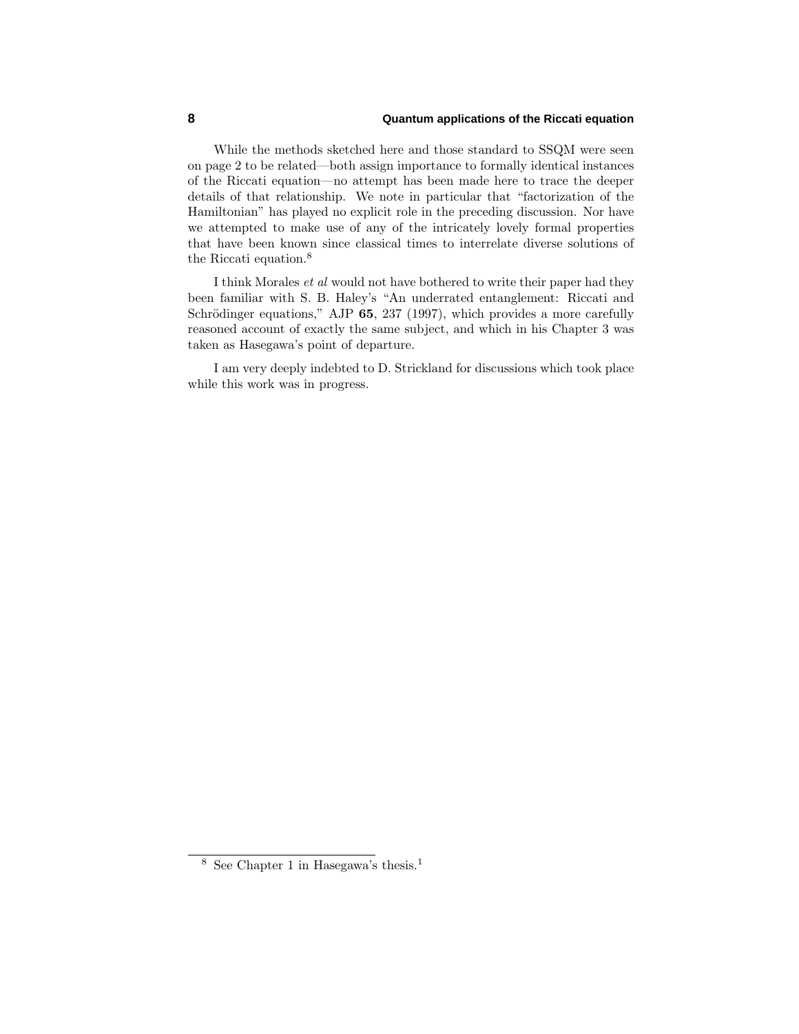While the methods sketched here and those standard to SSQM were seen on page 2 to be related—both assign importance to formally identical instances of the Riccati equation—no attempt has been made here to trace the deeper details of that relationship. We note in particular that "factorization of the Hamiltonian" has played no explicit role in the preceding discussion. Nor have we attempted to make use of any of the intricately lovely formal properties that have been known since classical times to interrelate diverse solutions of the Riccati equation.[8]

I think Morales *et al* would not have bothered to write their paper had they been familiar with S. B. Haley's "An underrated entanglement: Riccati and Schrödinger equations," AJP **65**, 237 (1997), which provides a more carefully reasoned account of exactly the same subject, and which in his Chapter 3 was taken as Hasegawa's point of departure.

I am very deeply indebted to D. Strickland for discussions which took place while this work was in progress.

---

[8] See Chapter 1 in Hasegawa's thesis.[1]